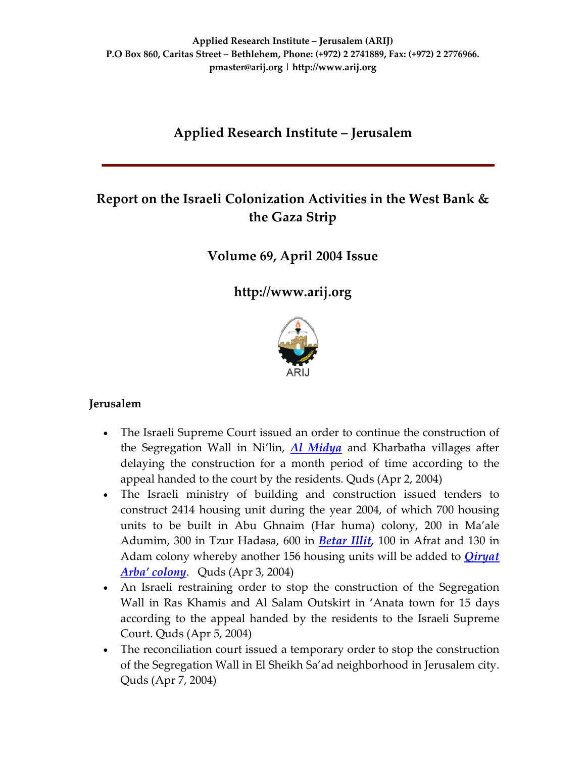**Applied Research Institute – Jerusalem (ARIJ)**
**P.O Box 860, Caritas Street – Bethlehem, Phone: (+972) 2 2741889, Fax: (+972) 2 2776966.**
**pmaster@arij.org | http://www.arij.org**

# Applied Research Institute – Jerusalem

## Report on the Israeli Colonization Activities in the West Bank & the Gaza Strip

## Volume 69, April 2004 Issue

## http://www.arij.org

ARIJ

### Jerusalem

- The Israeli Supreme Court issued an order to continue the construction of the Segregation Wall in Ni'lin, ***Al Midya*** and Kharbatha villages after delaying the construction for a month period of time according to the appeal handed to the court by the residents. Quds (Apr 2, 2004)
- The Israeli ministry of building and construction issued tenders to construct 2414 housing unit during the year 2004, of which 700 housing units to be built in Abu Ghnaim (Har huma) colony, 200 in Ma'ale Adumim, 300 in Tzur Hadasa, 600 in ***Betar Illit***, 100 in Afrat and 130 in Adam colony whereby another 156 housing units will be added to ***Qiryat Arba' colony***. Quds (Apr 3, 2004)
- An Israeli restraining order to stop the construction of the Segregation Wall in Ras Khamis and Al Salam Outskirt in 'Anata town for 15 days according to the appeal handed by the residents to the Israeli Supreme Court. Quds (Apr 5, 2004)
- The reconciliation court issued a temporary order to stop the construction of the Segregation Wall in El Sheikh Sa'ad neighborhood in Jerusalem city. Quds (Apr 7, 2004)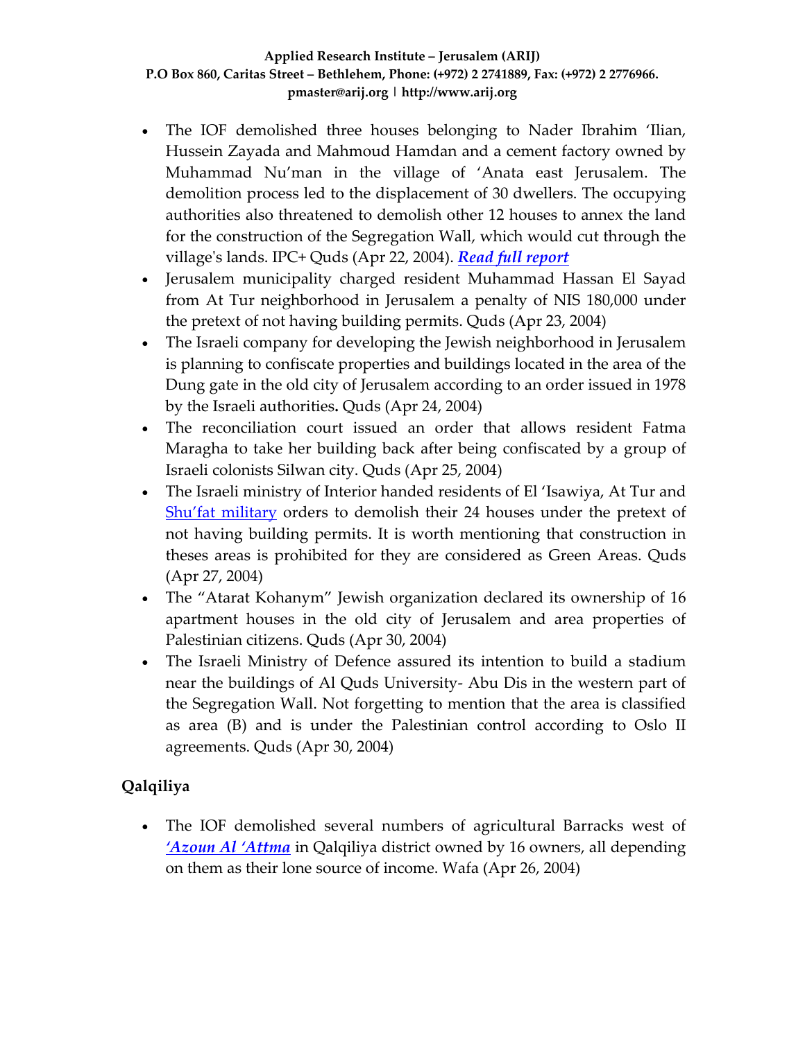- The IOF demolished three houses belonging to Nader Ibrahim 'Ilian, Hussein Zayada and Mahmoud Hamdan and a cement factory owned by Muhammad Nu'man in the village of 'Anata east Jerusalem. The demolition process led to the displacement of 30 dwellers. The occupying authorities also threatened to demolish other 12 houses to annex the land for the construction of the Segregation Wall, which would cut through the village's lands. IPC+ Quds (Apr 22, 2004). ***Read full report***
- Jerusalem municipality charged resident Muhammad Hassan El Sayad from At Tur neighborhood in Jerusalem a penalty of NIS 180,000 under the pretext of not having building permits. Quds (Apr 23, 2004)
- The Israeli company for developing the Jewish neighborhood in Jerusalem is planning to confiscate properties and buildings located in the area of the Dung gate in the old city of Jerusalem according to an order issued in 1978 by the Israeli authorities**.** Quds (Apr 24, 2004)
- The reconciliation court issued an order that allows resident Fatma Maragha to take her building back after being confiscated by a group of Israeli colonists Silwan city. Quds (Apr 25, 2004)
- The Israeli ministry of Interior handed residents of El 'Isawiya, At Tur and Shu'fat military orders to demolish their 24 houses under the pretext of not having building permits. It is worth mentioning that construction in theses areas is prohibited for they are considered as Green Areas. Quds (Apr 27, 2004)
- The "Atarat Kohanym" Jewish organization declared its ownership of 16 apartment houses in the old city of Jerusalem and area properties of Palestinian citizens. Quds (Apr 30, 2004)
- The Israeli Ministry of Defence assured its intention to build a stadium near the buildings of Al Quds University- Abu Dis in the western part of the Segregation Wall. Not forgetting to mention that the area is classified as area (B) and is under the Palestinian control according to Oslo II agreements. Quds (Apr 30, 2004)

## Qalqiliya

- The IOF demolished several numbers of agricultural Barracks west of ***'Azoun Al 'Attma*** in Qalqiliya district owned by 16 owners, all depending on them as their lone source of income. Wafa (Apr 26, 2004)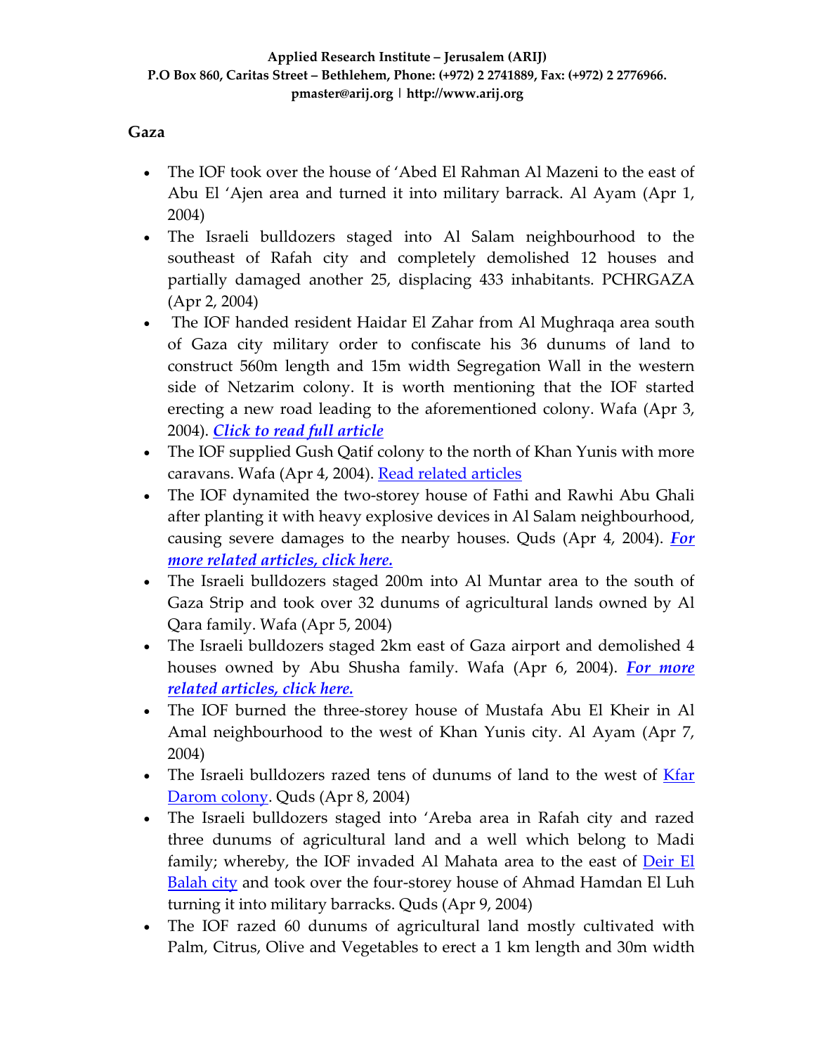## Gaza

- The IOF took over the house of 'Abed El Rahman Al Mazeni to the east of Abu El 'Ajen area and turned it into military barrack. Al Ayam (Apr 1, 2004)
- The Israeli bulldozers staged into Al Salam neighbourhood to the southeast of Rafah city and completely demolished 12 houses and partially damaged another 25, displacing 433 inhabitants. PCHRGAZA (Apr 2, 2004)
- The IOF handed resident Haidar El Zahar from Al Mughraqa area south of Gaza city military order to confiscate his 36 dunums of land to construct 560m length and 15m width Segregation Wall in the western side of Netzarim colony. It is worth mentioning that the IOF started erecting a new road leading to the aforementioned colony. Wafa (Apr 3, 2004). ***Click to read full article***
- The IOF supplied Gush Qatif colony to the north of Khan Yunis with more caravans. Wafa (Apr 4, 2004). Read related articles
- The IOF dynamited the two-storey house of Fathi and Rawhi Abu Ghali after planting it with heavy explosive devices in Al Salam neighbourhood, causing severe damages to the nearby houses. Quds (Apr 4, 2004). ***For more related articles, click here.***
- The Israeli bulldozers staged 200m into Al Muntar area to the south of Gaza Strip and took over 32 dunums of agricultural lands owned by Al Qara family. Wafa (Apr 5, 2004)
- The Israeli bulldozers staged 2km east of Gaza airport and demolished 4 houses owned by Abu Shusha family. Wafa (Apr 6, 2004). ***For more related articles, click here.***
- The IOF burned the three-storey house of Mustafa Abu El Kheir in Al Amal neighbourhood to the west of Khan Yunis city. Al Ayam (Apr 7, 2004)
- The Israeli bulldozers razed tens of dunums of land to the west of Kfar Darom colony. Quds (Apr 8, 2004)
- The Israeli bulldozers staged into 'Areba area in Rafah city and razed three dunums of agricultural land and a well which belong to Madi family; whereby, the IOF invaded Al Mahata area to the east of Deir El Balah city and took over the four-storey house of Ahmad Hamdan El Luh turning it into military barracks. Quds (Apr 9, 2004)
- The IOF razed 60 dunums of agricultural land mostly cultivated with Palm, Citrus, Olive and Vegetables to erect a 1 km length and 30m width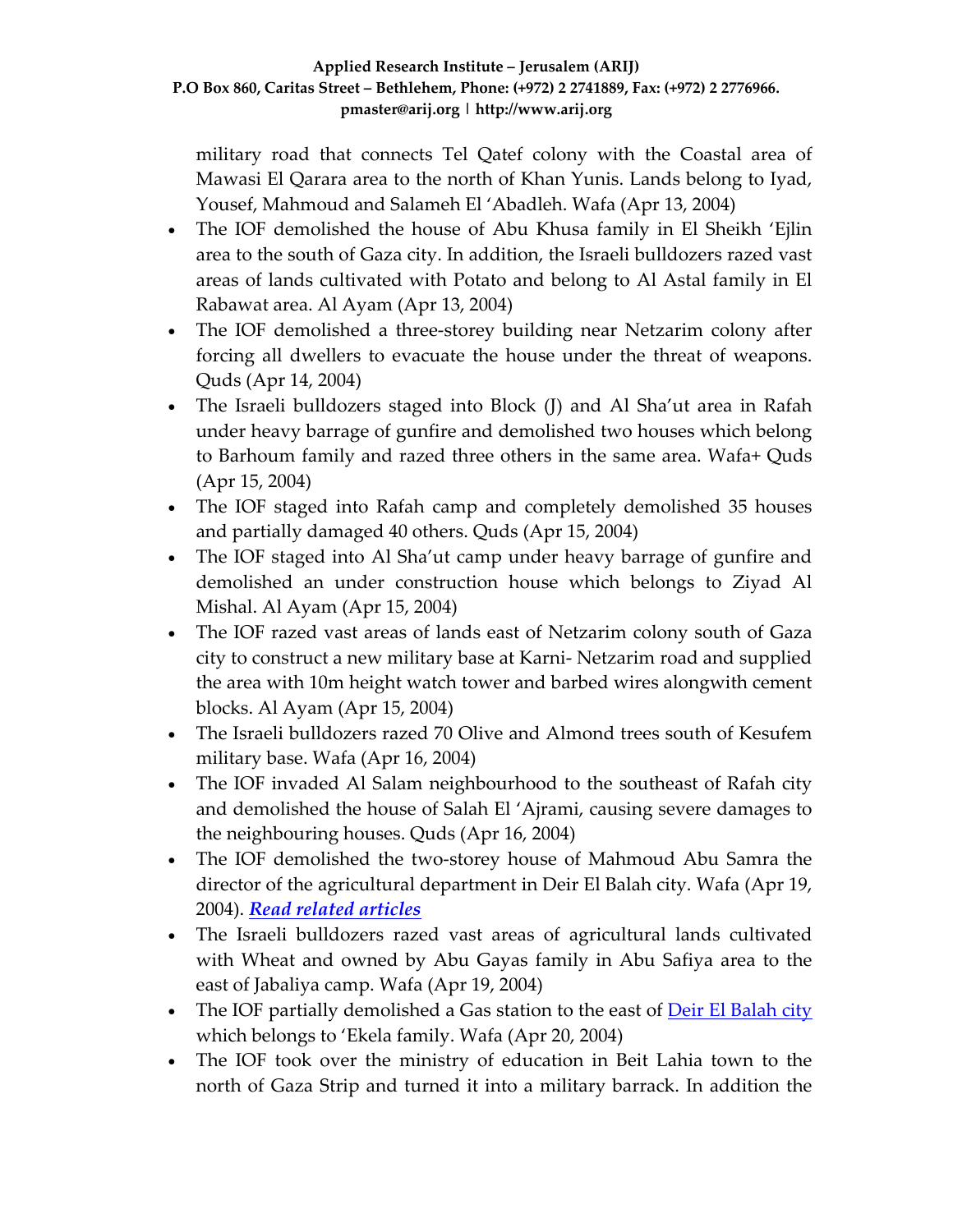military road that connects Tel Qatef colony with the Coastal area of Mawasi El Qarara area to the north of Khan Yunis. Lands belong to Iyad, Yousef, Mahmoud and Salameh El 'Abadleh. Wafa (Apr 13, 2004)

- The IOF demolished the house of Abu Khusa family in El Sheikh 'Ejlin area to the south of Gaza city. In addition, the Israeli bulldozers razed vast areas of lands cultivated with Potato and belong to Al Astal family in El Rabawat area. Al Ayam (Apr 13, 2004)
- The IOF demolished a three-storey building near Netzarim colony after forcing all dwellers to evacuate the house under the threat of weapons. Quds (Apr 14, 2004)
- The Israeli bulldozers staged into Block (J) and Al Sha'ut area in Rafah under heavy barrage of gunfire and demolished two houses which belong to Barhoum family and razed three others in the same area. Wafa+ Quds (Apr 15, 2004)
- The IOF staged into Rafah camp and completely demolished 35 houses and partially damaged 40 others. Quds (Apr 15, 2004)
- The IOF staged into Al Sha'ut camp under heavy barrage of gunfire and demolished an under construction house which belongs to Ziyad Al Mishal. Al Ayam (Apr 15, 2004)
- The IOF razed vast areas of lands east of Netzarim colony south of Gaza city to construct a new military base at Karni- Netzarim road and supplied the area with 10m height watch tower and barbed wires alongwith cement blocks. Al Ayam (Apr 15, 2004)
- The Israeli bulldozers razed 70 Olive and Almond trees south of Kesufem military base. Wafa (Apr 16, 2004)
- The IOF invaded Al Salam neighbourhood to the southeast of Rafah city and demolished the house of Salah El 'Ajrami, causing severe damages to the neighbouring houses. Quds (Apr 16, 2004)
- The IOF demolished the two-storey house of Mahmoud Abu Samra the director of the agricultural department in Deir El Balah city. Wafa (Apr 19, 2004). ***Read related articles***
- The Israeli bulldozers razed vast areas of agricultural lands cultivated with Wheat and owned by Abu Gayas family in Abu Safiya area to the east of Jabaliya camp. Wafa (Apr 19, 2004)
- The IOF partially demolished a Gas station to the east of Deir El Balah city which belongs to 'Ekela family. Wafa (Apr 20, 2004)
- The IOF took over the ministry of education in Beit Lahia town to the north of Gaza Strip and turned it into a military barrack. In addition the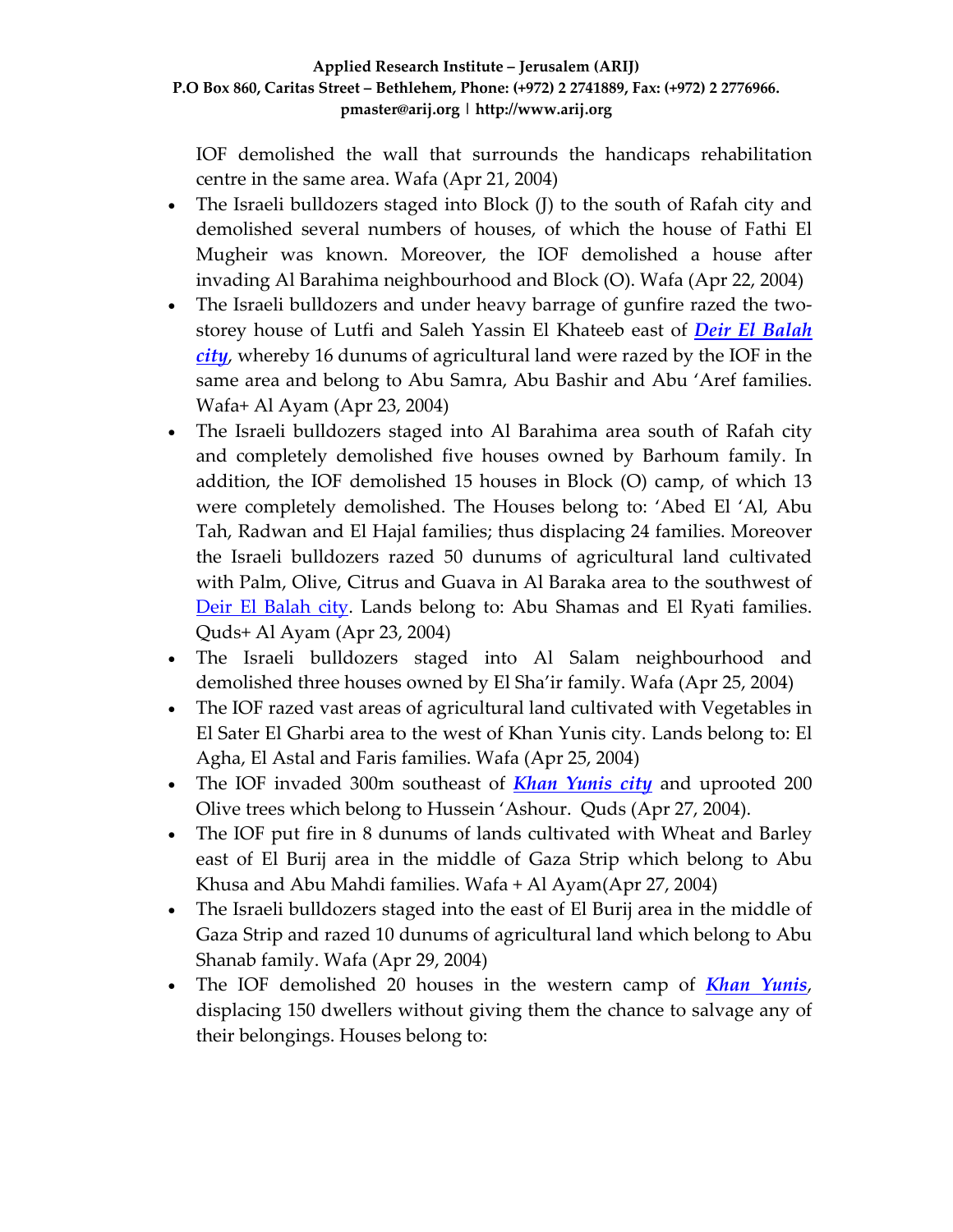IOF demolished the wall that surrounds the handicaps rehabilitation centre in the same area. Wafa (Apr 21, 2004)

- The Israeli bulldozers staged into Block (J) to the south of Rafah city and demolished several numbers of houses, of which the house of Fathi El Mugheir was known. Moreover, the IOF demolished a house after invading Al Barahima neighbourhood and Block (O). Wafa (Apr 22, 2004)
- The Israeli bulldozers and under heavy barrage of gunfire razed the two-storey house of Lutfi and Saleh Yassin El Khateeb east of ***Deir El Balah city***, whereby 16 dunums of agricultural land were razed by the IOF in the same area and belong to Abu Samra, Abu Bashir and Abu 'Aref families. Wafa+ Al Ayam (Apr 23, 2004)
- The Israeli bulldozers staged into Al Barahima area south of Rafah city and completely demolished five houses owned by Barhoum family. In addition, the IOF demolished 15 houses in Block (O) camp, of which 13 were completely demolished. The Houses belong to: 'Abed El 'Al, Abu Tah, Radwan and El Hajal families; thus displacing 24 families. Moreover the Israeli bulldozers razed 50 dunums of agricultural land cultivated with Palm, Olive, Citrus and Guava in Al Baraka area to the southwest of Deir El Balah city. Lands belong to: Abu Shamas and El Ryati families. Quds+ Al Ayam (Apr 23, 2004)
- The Israeli bulldozers staged into Al Salam neighbourhood and demolished three houses owned by El Sha'ir family. Wafa (Apr 25, 2004)
- The IOF razed vast areas of agricultural land cultivated with Vegetables in El Sater El Gharbi area to the west of Khan Yunis city. Lands belong to: El Agha, El Astal and Faris families. Wafa (Apr 25, 2004)
- The IOF invaded 300m southeast of ***Khan Yunis city*** and uprooted 200 Olive trees which belong to Hussein 'Ashour. Quds (Apr 27, 2004).
- The IOF put fire in 8 dunums of lands cultivated with Wheat and Barley east of El Burij area in the middle of Gaza Strip which belong to Abu Khusa and Abu Mahdi families. Wafa + Al Ayam(Apr 27, 2004)
- The Israeli bulldozers staged into the east of El Burij area in the middle of Gaza Strip and razed 10 dunums of agricultural land which belong to Abu Shanab family. Wafa (Apr 29, 2004)
- The IOF demolished 20 houses in the western camp of ***Khan Yunis***, displacing 150 dwellers without giving them the chance to salvage any of their belongings. Houses belong to: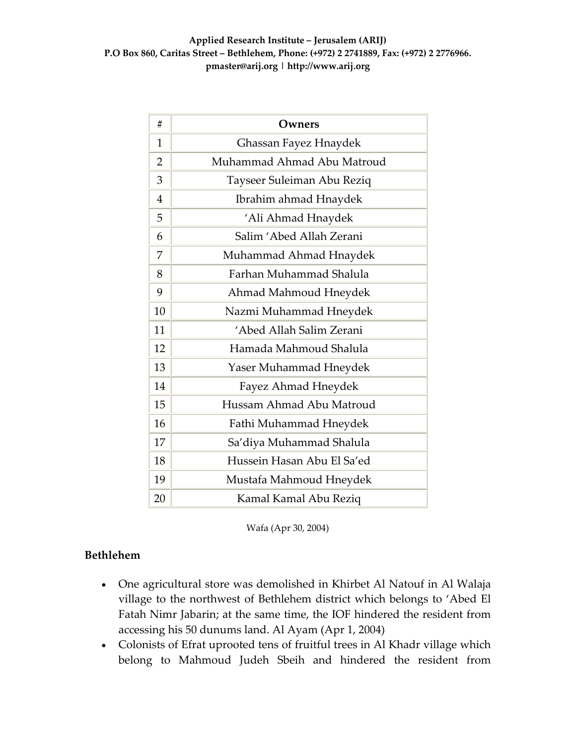| # | Owners |
|---|---|
| 1 | Ghassan Fayez Hnaydek |
| 2 | Muhammad Ahmad Abu Matroud |
| 3 | Tayseer Suleiman Abu Reziq |
| 4 | Ibrahim ahmad Hnaydek |
| 5 | 'Ali Ahmad Hnaydek |
| 6 | Salim 'Abed Allah Zerani |
| 7 | Muhammad Ahmad Hnaydek |
| 8 | Farhan Muhammad Shalula |
| 9 | Ahmad Mahmoud Hneydek |
| 10 | Nazmi Muhammad Hneydek |
| 11 | 'Abed Allah Salim Zerani |
| 12 | Hamada Mahmoud Shalula |
| 13 | Yaser Muhammad Hneydek |
| 14 | Fayez Ahmad Hneydek |
| 15 | Hussam Ahmad Abu Matroud |
| 16 | Fathi Muhammad Hneydek |
| 17 | Sa'diya Muhammad Shalula |
| 18 | Hussein Hasan Abu El Sa'ed |
| 19 | Mustafa Mahmoud Hneydek |
| 20 | Kamal Kamal Abu Reziq |

Wafa (Apr 30, 2004)

**Bethlehem**

- One agricultural store was demolished in Khirbet Al Natouf in Al Walaja village to the northwest of Bethlehem district which belongs to 'Abed El Fatah Nimr Jabarin; at the same time, the IOF hindered the resident from accessing his 50 dunums land. Al Ayam (Apr 1, 2004)
- Colonists of Efrat uprooted tens of fruitful trees in Al Khadr village which belong to Mahmoud Judeh Sbeih and hindered the resident from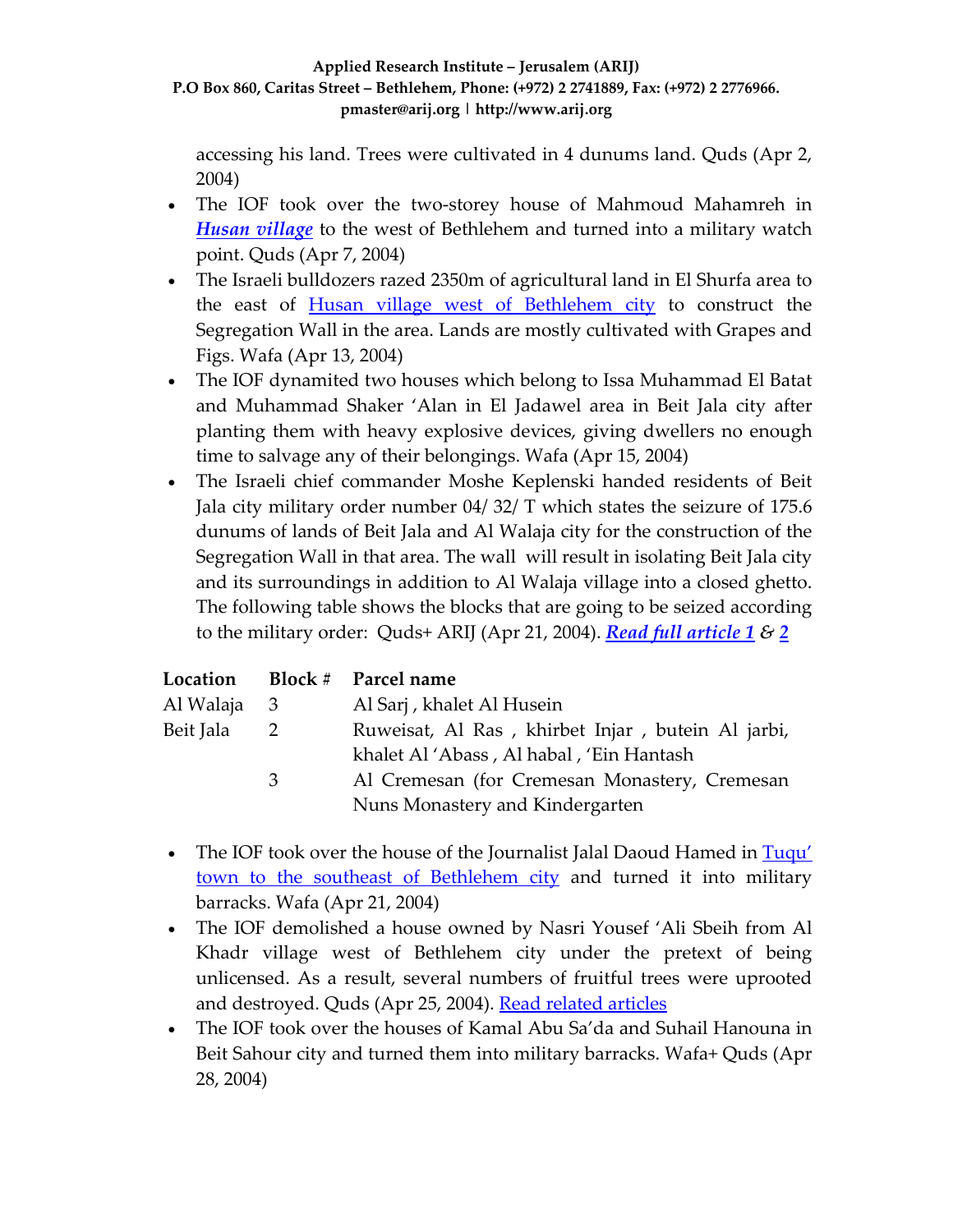accessing his land. Trees were cultivated in 4 dunums land. Quds (Apr 2, 2004)

- The IOF took over the two-storey house of Mahmoud Mahamreh in ***Husan village*** to the west of Bethlehem and turned into a military watch point. Quds (Apr 7, 2004)
- The Israeli bulldozers razed 2350m of agricultural land in El Shurfa area to the east of Husan village west of Bethlehem city to construct the Segregation Wall in the area. Lands are mostly cultivated with Grapes and Figs. Wafa (Apr 13, 2004)
- The IOF dynamited two houses which belong to Issa Muhammad El Batat and Muhammad Shaker 'Alan in El Jadawel area in Beit Jala city after planting them with heavy explosive devices, giving dwellers no enough time to salvage any of their belongings. Wafa (Apr 15, 2004)
- The Israeli chief commander Moshe Keplenski handed residents of Beit Jala city military order number 04/ 32/ T which states the seizure of 175.6 dunums of lands of Beit Jala and Al Walaja city for the construction of the Segregation Wall in that area. The wall will result in isolating Beit Jala city and its surroundings in addition to Al Walaja village into a closed ghetto. The following table shows the blocks that are going to be seized according to the military order: Quds+ ARIJ (Apr 21, 2004). ***Read full article 1*** *&* **2**

| Location | Block # | Parcel name |
|---|---|---|
| Al Walaja | 3 | Al Sarj , khalet Al Husein |
| Beit Jala | 2 | Ruweisat, Al Ras , khirbet Injar , butein Al jarbi, khalet Al 'Abass , Al habal , 'Ein Hantash |
| | 3 | Al Cremesan (for Cremesan Monastery, Cremesan Nuns Monastery and Kindergarten |

- The IOF took over the house of the Journalist Jalal Daoud Hamed in Tuqu' town to the southeast of Bethlehem city and turned it into military barracks. Wafa (Apr 21, 2004)
- The IOF demolished a house owned by Nasri Yousef 'Ali Sbeih from Al Khadr village west of Bethlehem city under the pretext of being unlicensed. As a result, several numbers of fruitful trees were uprooted and destroyed. Quds (Apr 25, 2004). Read related articles
- The IOF took over the houses of Kamal Abu Sa'da and Suhail Hanouna in Beit Sahour city and turned them into military barracks. Wafa+ Quds (Apr 28, 2004)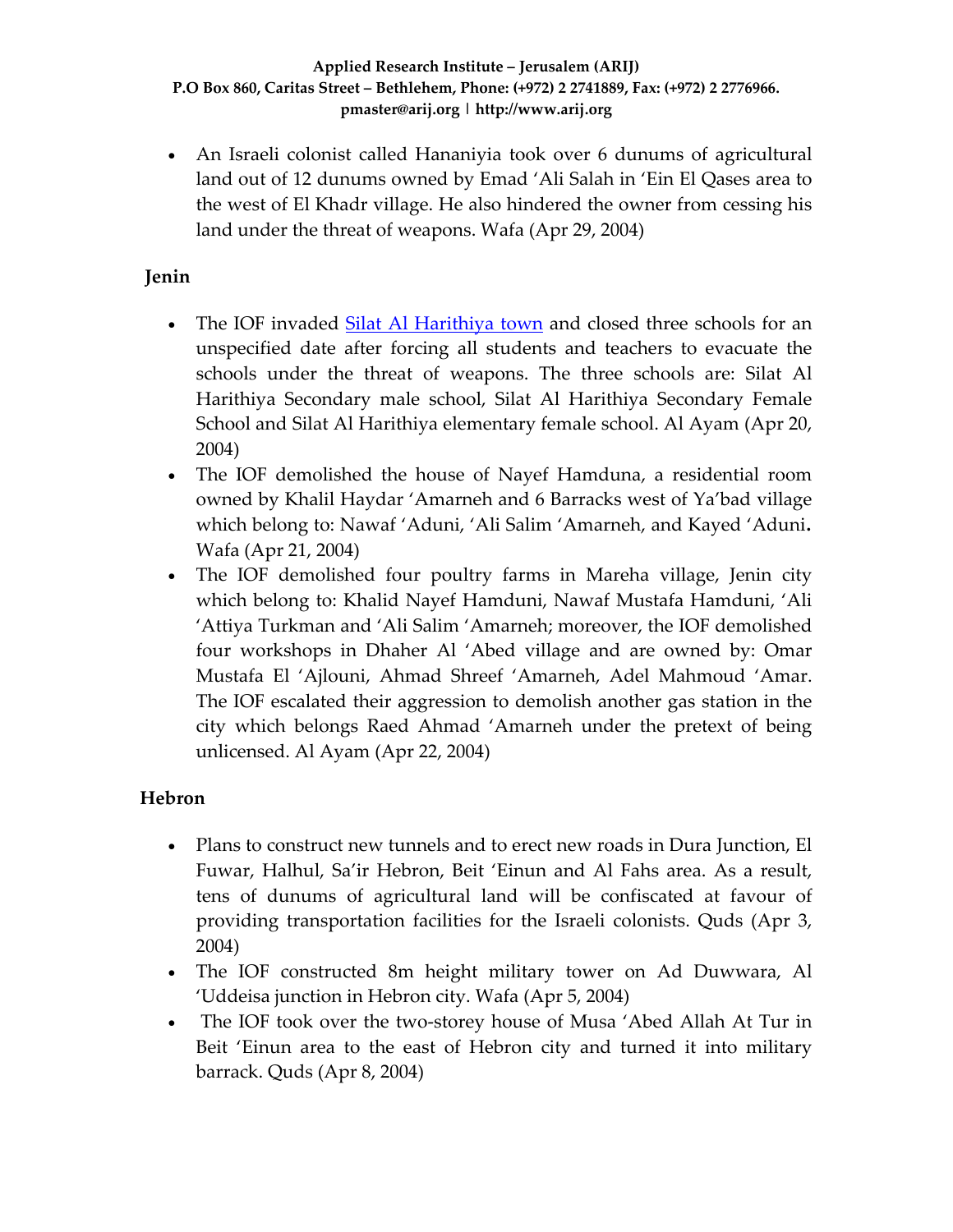- An Israeli colonist called Hananiyia took over 6 dunums of agricultural land out of 12 dunums owned by Emad 'Ali Salah in 'Ein El Qases area to the west of El Khadr village. He also hindered the owner from cessing his land under the threat of weapons. Wafa (Apr 29, 2004)

## Jenin

- The IOF invaded Silat Al Harithiya town and closed three schools for an unspecified date after forcing all students and teachers to evacuate the schools under the threat of weapons. The three schools are: Silat Al Harithiya Secondary male school, Silat Al Harithiya Secondary Female School and Silat Al Harithiya elementary female school. Al Ayam (Apr 20, 2004)
- The IOF demolished the house of Nayef Hamduna, a residential room owned by Khalil Haydar 'Amarneh and 6 Barracks west of Ya'bad village which belong to: Nawaf 'Aduni, 'Ali Salim 'Amarneh, and Kayed 'Aduni**.** Wafa (Apr 21, 2004)
- The IOF demolished four poultry farms in Mareha village, Jenin city which belong to: Khalid Nayef Hamduni, Nawaf Mustafa Hamduni, 'Ali 'Attiya Turkman and 'Ali Salim 'Amarneh; moreover, the IOF demolished four workshops in Dhaher Al 'Abed village and are owned by: Omar Mustafa El 'Ajlouni, Ahmad Shreef 'Amarneh, Adel Mahmoud 'Amar. The IOF escalated their aggression to demolish another gas station in the city which belongs Raed Ahmad 'Amarneh under the pretext of being unlicensed. Al Ayam (Apr 22, 2004)

## Hebron

- Plans to construct new tunnels and to erect new roads in Dura Junction, El Fuwar, Halhul, Sa'ir Hebron, Beit 'Einun and Al Fahs area. As a result, tens of dunums of agricultural land will be confiscated at favour of providing transportation facilities for the Israeli colonists. Quds (Apr 3, 2004)
- The IOF constructed 8m height military tower on Ad Duwwara, Al 'Uddeisa junction in Hebron city. Wafa (Apr 5, 2004)
- The IOF took over the two-storey house of Musa 'Abed Allah At Tur in Beit 'Einun area to the east of Hebron city and turned it into military barrack. Quds (Apr 8, 2004)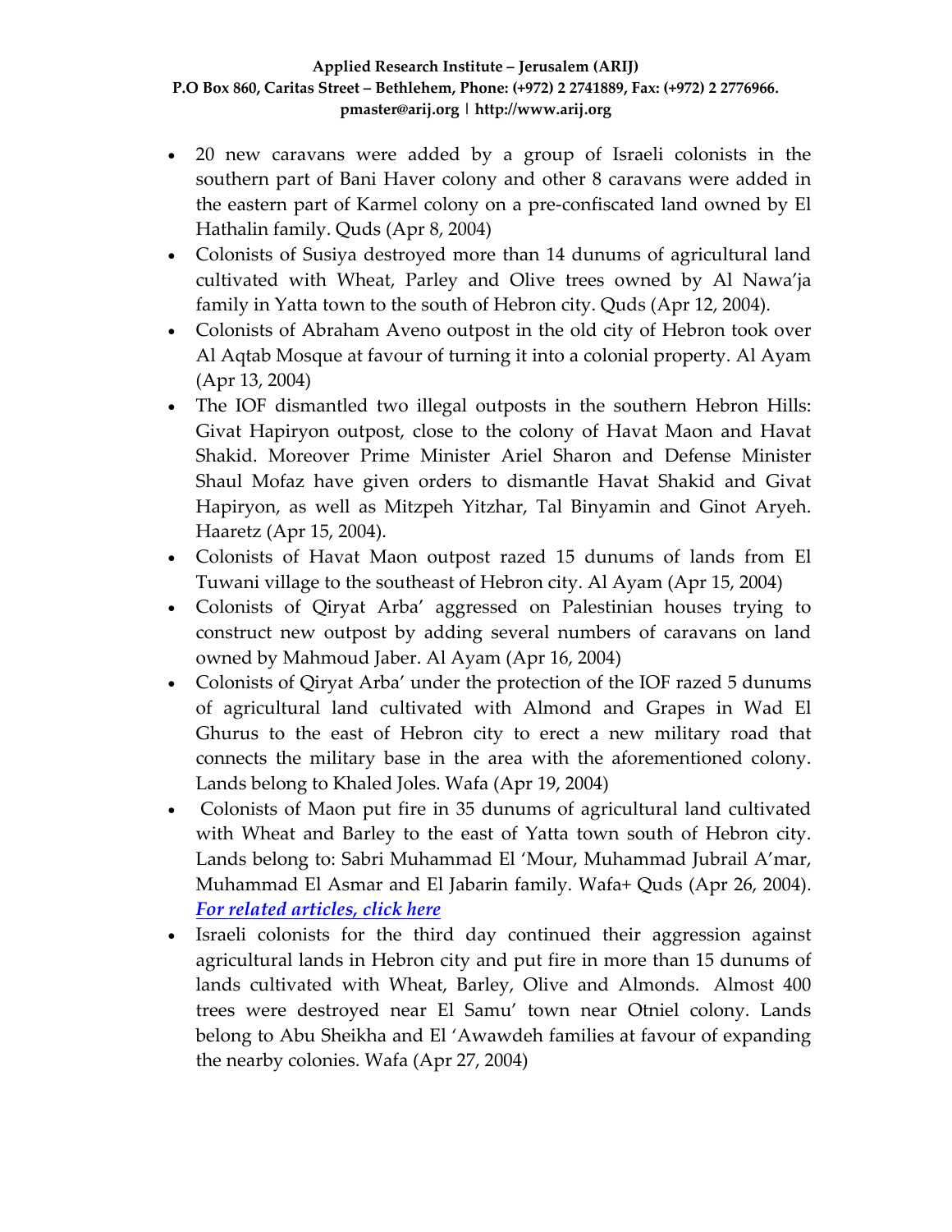- 20 new caravans were added by a group of Israeli colonists in the southern part of Bani Haver colony and other 8 caravans were added in the eastern part of Karmel colony on a pre-confiscated land owned by El Hathalin family. Quds (Apr 8, 2004)
- Colonists of Susiya destroyed more than 14 dunums of agricultural land cultivated with Wheat, Parley and Olive trees owned by Al Nawa'ja family in Yatta town to the south of Hebron city. Quds (Apr 12, 2004).
- Colonists of Abraham Aveno outpost in the old city of Hebron took over Al Aqtab Mosque at favour of turning it into a colonial property. Al Ayam (Apr 13, 2004)
- The IOF dismantled two illegal outposts in the southern Hebron Hills: Givat Hapiryon outpost, close to the colony of Havat Maon and Havat Shakid. Moreover Prime Minister Ariel Sharon and Defense Minister Shaul Mofaz have given orders to dismantle Havat Shakid and Givat Hapiryon, as well as Mitzpeh Yitzhar, Tal Binyamin and Ginot Aryeh. Haaretz (Apr 15, 2004).
- Colonists of Havat Maon outpost razed 15 dunums of lands from El Tuwani village to the southeast of Hebron city. Al Ayam (Apr 15, 2004)
- Colonists of Qiryat Arba' aggressed on Palestinian houses trying to construct new outpost by adding several numbers of caravans on land owned by Mahmoud Jaber. Al Ayam (Apr 16, 2004)
- Colonists of Qiryat Arba' under the protection of the IOF razed 5 dunums of agricultural land cultivated with Almond and Grapes in Wad El Ghurus to the east of Hebron city to erect a new military road that connects the military base in the area with the aforementioned colony. Lands belong to Khaled Joles. Wafa (Apr 19, 2004)
- Colonists of Maon put fire in 35 dunums of agricultural land cultivated with Wheat and Barley to the east of Yatta town south of Hebron city. Lands belong to: Sabri Muhammad El 'Mour, Muhammad Jubrail A'mar, Muhammad El Asmar and El Jabarin family. Wafa+ Quds (Apr 26, 2004). ***For related articles, click here***
- Israeli colonists for the third day continued their aggression against agricultural lands in Hebron city and put fire in more than 15 dunums of lands cultivated with Wheat, Barley, Olive and Almonds. Almost 400 trees were destroyed near El Samu' town near Otniel colony. Lands belong to Abu Sheikha and El 'Awawdeh families at favour of expanding the nearby colonies. Wafa (Apr 27, 2004)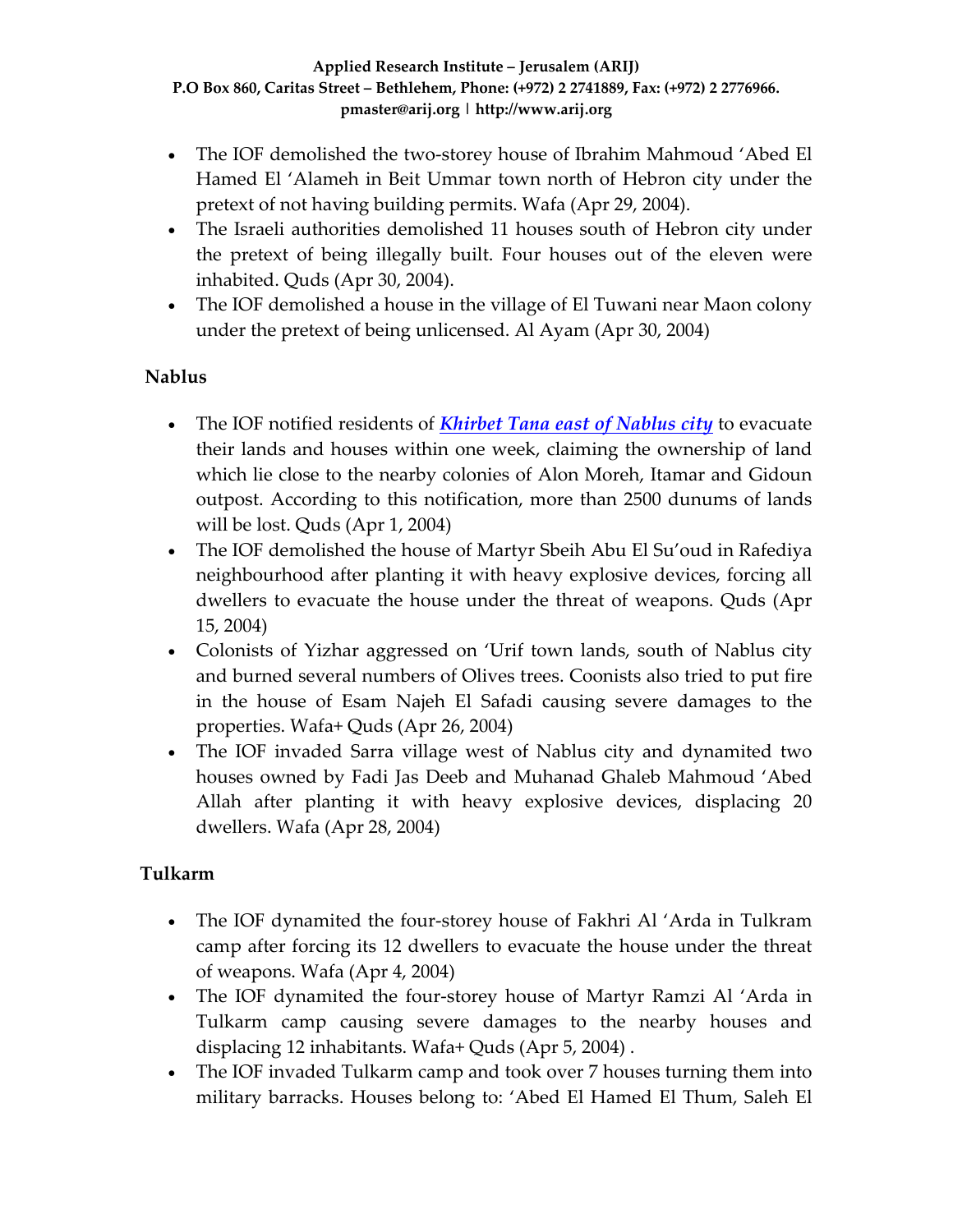- The IOF demolished the two-storey house of Ibrahim Mahmoud 'Abed El Hamed El 'Alameh in Beit Ummar town north of Hebron city under the pretext of not having building permits. Wafa (Apr 29, 2004).
- The Israeli authorities demolished 11 houses south of Hebron city under the pretext of being illegally built. Four houses out of the eleven were inhabited. Quds (Apr 30, 2004).
- The IOF demolished a house in the village of El Tuwani near Maon colony under the pretext of being unlicensed. Al Ayam (Apr 30, 2004)

**Nablus**

- The IOF notified residents of ***Khirbet Tana east of Nablus city*** to evacuate their lands and houses within one week, claiming the ownership of land which lie close to the nearby colonies of Alon Moreh, Itamar and Gidoun outpost. According to this notification, more than 2500 dunums of lands will be lost. Quds (Apr 1, 2004)
- The IOF demolished the house of Martyr Sbeih Abu El Su'oud in Rafediya neighbourhood after planting it with heavy explosive devices, forcing all dwellers to evacuate the house under the threat of weapons. Quds (Apr 15, 2004)
- Colonists of Yizhar aggressed on 'Urif town lands, south of Nablus city and burned several numbers of Olives trees. Coonists also tried to put fire in the house of Esam Najeh El Safadi causing severe damages to the properties. Wafa+ Quds (Apr 26, 2004)
- The IOF invaded Sarra village west of Nablus city and dynamited two houses owned by Fadi Jas Deeb and Muhanad Ghaleb Mahmoud 'Abed Allah after planting it with heavy explosive devices, displacing 20 dwellers. Wafa (Apr 28, 2004)

**Tulkarm**

- The IOF dynamited the four-storey house of Fakhri Al 'Arda in Tulkram camp after forcing its 12 dwellers to evacuate the house under the threat of weapons. Wafa (Apr 4, 2004)
- The IOF dynamited the four-storey house of Martyr Ramzi Al 'Arda in Tulkarm camp causing severe damages to the nearby houses and displacing 12 inhabitants. Wafa+ Quds (Apr 5, 2004) .
- The IOF invaded Tulkarm camp and took over 7 houses turning them into military barracks. Houses belong to: 'Abed El Hamed El Thum, Saleh El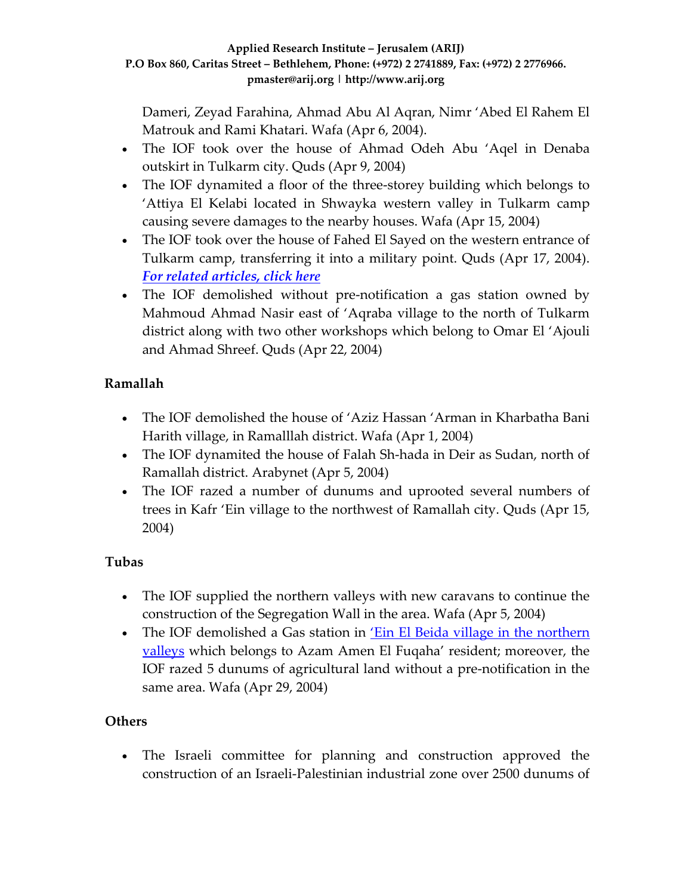Dameri, Zeyad Farahina, Ahmad Abu Al Aqran, Nimr 'Abed El Rahem El Matrouk and Rami Khatari. Wafa (Apr 6, 2004).

- The IOF took over the house of Ahmad Odeh Abu 'Aqel in Denaba outskirt in Tulkarm city. Quds (Apr 9, 2004)
- The IOF dynamited a floor of the three-storey building which belongs to 'Attiya El Kelabi located in Shwayka western valley in Tulkarm camp causing severe damages to the nearby houses. Wafa (Apr 15, 2004)
- The IOF took over the house of Fahed El Sayed on the western entrance of Tulkarm camp, transferring it into a military point. Quds (Apr 17, 2004). ***For related articles, click here***
- The IOF demolished without pre-notification a gas station owned by Mahmoud Ahmad Nasir east of 'Aqraba village to the north of Tulkarm district along with two other workshops which belong to Omar El 'Ajouli and Ahmad Shreef. Quds (Apr 22, 2004)

**Ramallah**

- The IOF demolished the house of 'Aziz Hassan 'Arman in Kharbatha Bani Harith village, in Ramalllah district. Wafa (Apr 1, 2004)
- The IOF dynamited the house of Falah Sh-hada in Deir as Sudan, north of Ramallah district. Arabynet (Apr 5, 2004)
- The IOF razed a number of dunums and uprooted several numbers of trees in Kafr 'Ein village to the northwest of Ramallah city. Quds (Apr 15, 2004)

**Tubas**

- The IOF supplied the northern valleys with new caravans to continue the construction of the Segregation Wall in the area. Wafa (Apr 5, 2004)
- The IOF demolished a Gas station in 'Ein El Beida village in the northern valleys which belongs to Azam Amen El Fuqaha' resident; moreover, the IOF razed 5 dunums of agricultural land without a pre-notification in the same area. Wafa (Apr 29, 2004)

**Others**

- The Israeli committee for planning and construction approved the construction of an Israeli-Palestinian industrial zone over 2500 dunums of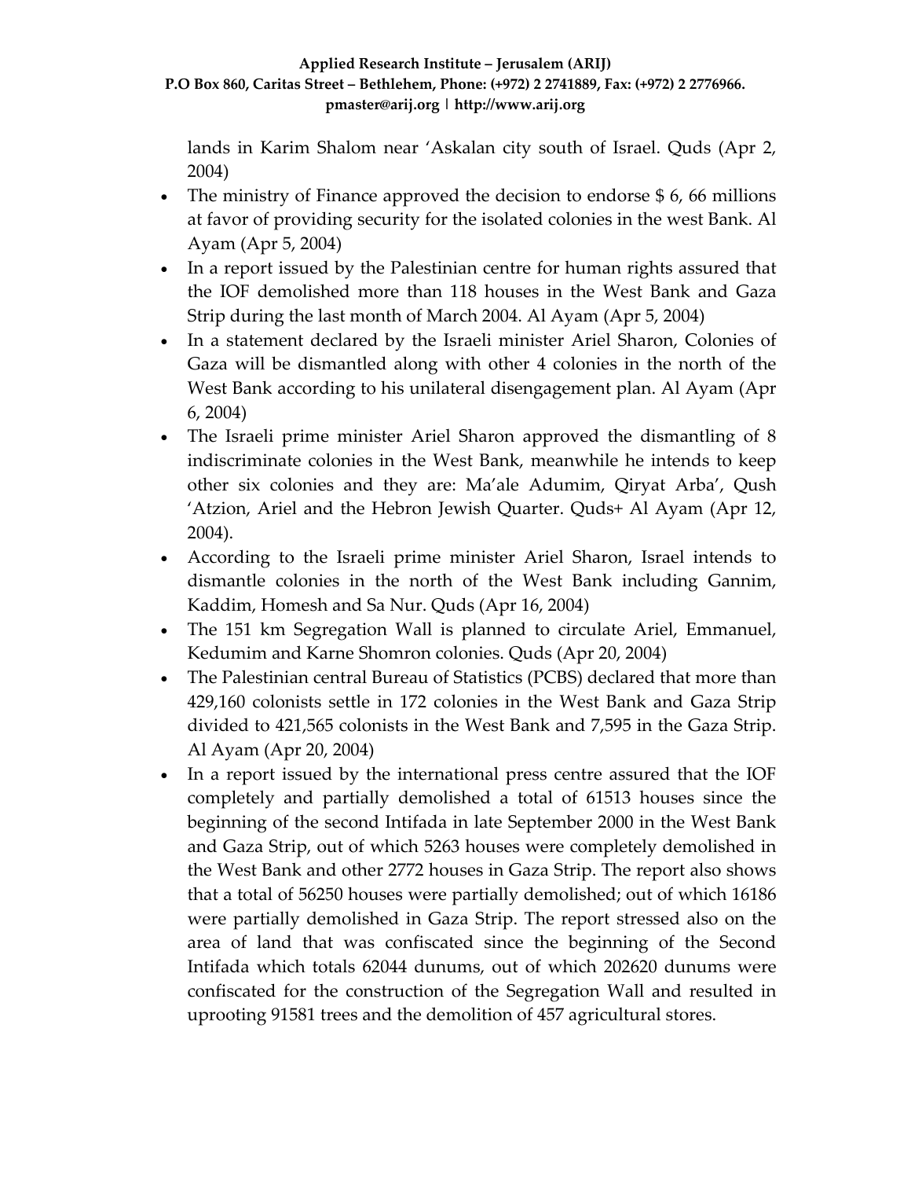lands in Karim Shalom near 'Askalan city south of Israel. Quds (Apr 2, 2004)

- The ministry of Finance approved the decision to endorse $ 6, 66 millions at favor of providing security for the isolated colonies in the west Bank. Al Ayam (Apr 5, 2004)
- In a report issued by the Palestinian centre for human rights assured that the IOF demolished more than 118 houses in the West Bank and Gaza Strip during the last month of March 2004. Al Ayam (Apr 5, 2004)
- In a statement declared by the Israeli minister Ariel Sharon, Colonies of Gaza will be dismantled along with other 4 colonies in the north of the West Bank according to his unilateral disengagement plan. Al Ayam (Apr 6, 2004)
- The Israeli prime minister Ariel Sharon approved the dismantling of 8 indiscriminate colonies in the West Bank, meanwhile he intends to keep other six colonies and they are: Ma'ale Adumim, Qiryat Arba', Qush 'Atzion, Ariel and the Hebron Jewish Quarter. Quds+ Al Ayam (Apr 12, 2004).
- According to the Israeli prime minister Ariel Sharon, Israel intends to dismantle colonies in the north of the West Bank including Gannim, Kaddim, Homesh and Sa Nur. Quds (Apr 16, 2004)
- The 151 km Segregation Wall is planned to circulate Ariel, Emmanuel, Kedumim and Karne Shomron colonies. Quds (Apr 20, 2004)
- The Palestinian central Bureau of Statistics (PCBS) declared that more than 429,160 colonists settle in 172 colonies in the West Bank and Gaza Strip divided to 421,565 colonists in the West Bank and 7,595 in the Gaza Strip. Al Ayam (Apr 20, 2004)
- In a report issued by the international press centre assured that the IOF completely and partially demolished a total of 61513 houses since the beginning of the second Intifada in late September 2000 in the West Bank and Gaza Strip, out of which 5263 houses were completely demolished in the West Bank and other 2772 houses in Gaza Strip. The report also shows that a total of 56250 houses were partially demolished; out of which 16186 were partially demolished in Gaza Strip. The report stressed also on the area of land that was confiscated since the beginning of the Second Intifada which totals 62044 dunums, out of which 202620 dunums were confiscated for the construction of the Segregation Wall and resulted in uprooting 91581 trees and the demolition of 457 agricultural stores.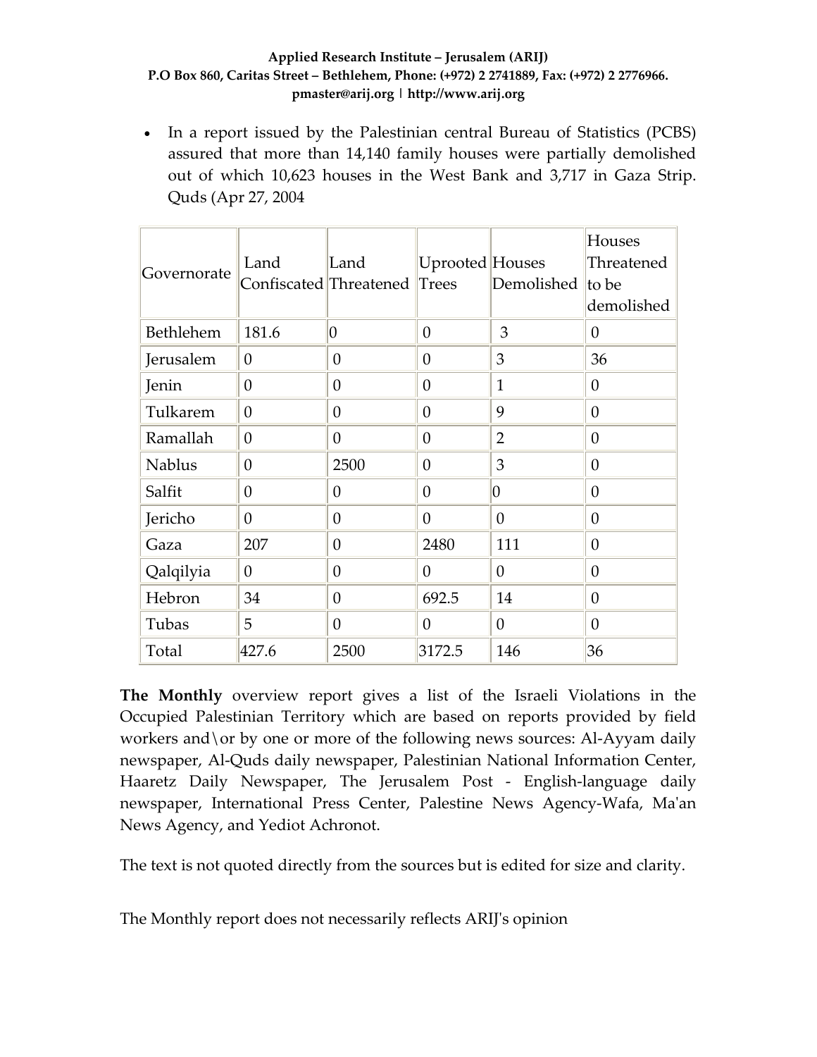- In a report issued by the Palestinian central Bureau of Statistics (PCBS) assured that more than 14,140 family houses were partially demolished out of which 10,623 houses in the West Bank and 3,717 in Gaza Strip. Quds (Apr 27, 2004

| Governorate | Land Confiscated | Land Threatened | Uprooted Trees | Houses Demolished | Houses Threatened to be demolished |
|---|---|---|---|---|---|
| Bethlehem | 181.6 | 0 | 0 | 3 | 0 |
| Jerusalem | 0 | 0 | 0 | 3 | 36 |
| Jenin | 0 | 0 | 0 | 1 | 0 |
| Tulkarem | 0 | 0 | 0 | 9 | 0 |
| Ramallah | 0 | 0 | 0 | 2 | 0 |
| Nablus | 0 | 2500 | 0 | 3 | 0 |
| Salfit | 0 | 0 | 0 | 0 | 0 |
| Jericho | 0 | 0 | 0 | 0 | 0 |
| Gaza | 207 | 0 | 2480 | 111 | 0 |
| Qalqilyia | 0 | 0 | 0 | 0 | 0 |
| Hebron | 34 | 0 | 692.5 | 14 | 0 |
| Tubas | 5 | 0 | 0 | 0 | 0 |
| Total | 427.6 | 2500 | 3172.5 | 146 | 36 |

**The Monthly** overview report gives a list of the Israeli Violations in the Occupied Palestinian Territory which are based on reports provided by field workers and\or by one or more of the following news sources: Al-Ayyam daily newspaper, Al-Quds daily newspaper, Palestinian National Information Center, Haaretz Daily Newspaper, The Jerusalem Post - English-language daily newspaper, International Press Center, Palestine News Agency-Wafa, Ma'an News Agency, and Yediot Achronot.

The text is not quoted directly from the sources but is edited for size and clarity.

The Monthly report does not necessarily reflects ARIJ's opinion